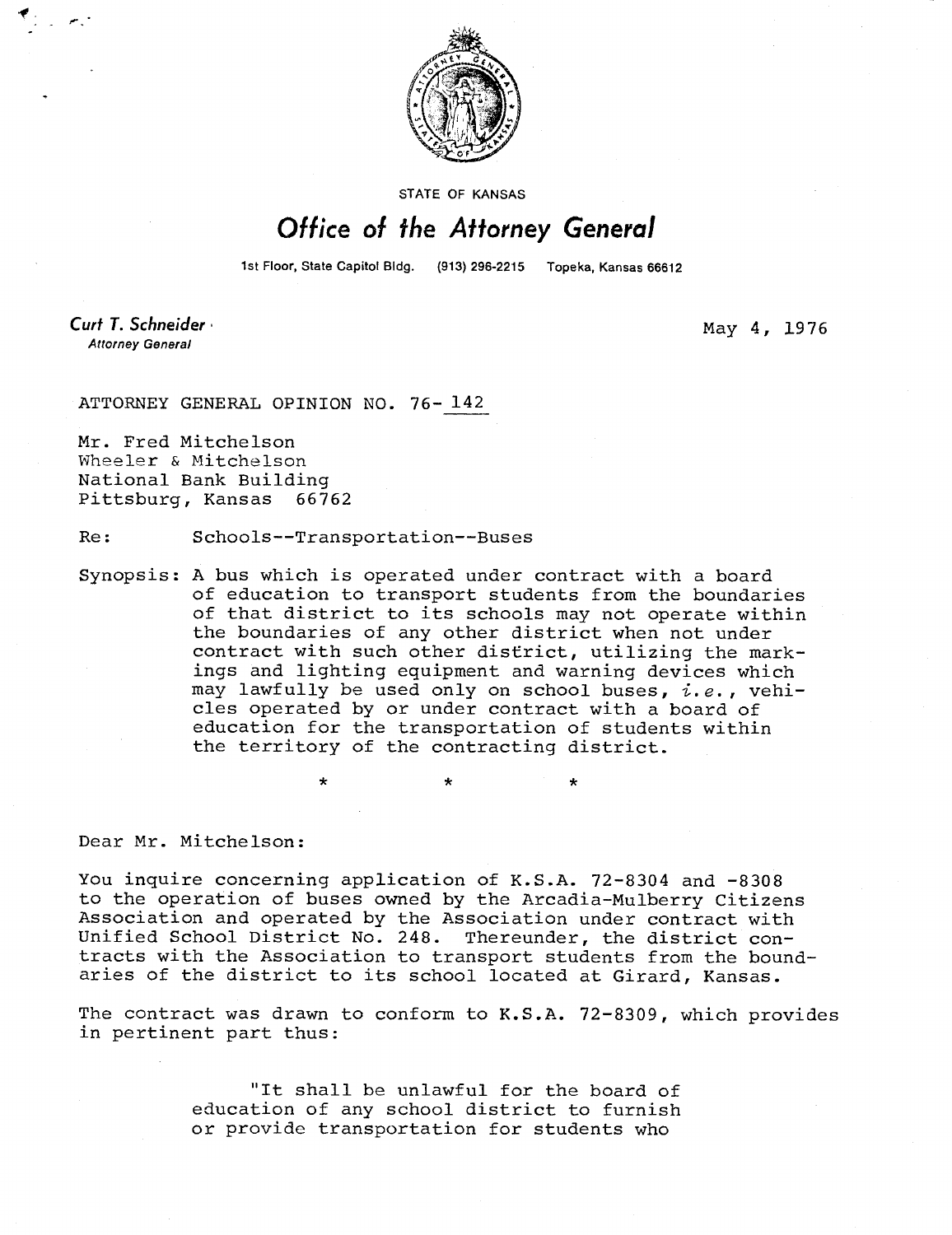STATE OF KANSAS

# Office of the Attorney General

1st Floor, State Capitol Bldg. (913) 296-2215 Topeka, Kansas 66612

**Curt T. Schneider**
*Attorney General*

May 4, 1976

ATTORNEY GENERAL OPINION NO. 76-142

Mr. Fred Mitchelson
Wheeler & Mitchelson
National Bank Building
Pittsburg, Kansas 66762

Re: Schools--Transportation--Buses

Synopsis: A bus which is operated under contract with a board of education to transport students from the boundaries of that district to its schools may not operate within the boundaries of any other district when not under contract with such other district, utilizing the markings and lighting equipment and warning devices which may lawfully be used only on school buses, *i.e.*, vehicles operated by or under contract with a board of education for the transportation of students within the territory of the contracting district.

\*       \*       \*

Dear Mr. Mitchelson:

You inquire concerning application of K.S.A. 72-8304 and -8308 to the operation of buses owned by the Arcadia-Mulberry Citizens Association and operated by the Association under contract with Unified School District No. 248. Thereunder, the district contracts with the Association to transport students from the boundaries of the district to its school located at Girard, Kansas.

The contract was drawn to conform to K.S.A. 72-8309, which provides in pertinent part thus:

> "It shall be unlawful for the board of education of any school district to furnish or provide transportation for students who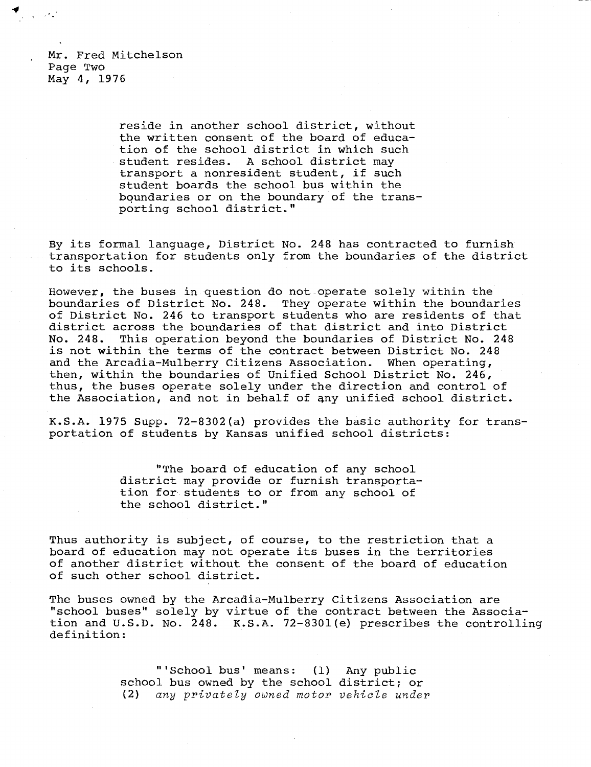> reside in another school district, without the written consent of the board of education of the school district in which such student resides. A school district may transport a nonresident student, if such student boards the school bus within the boundaries or on the boundary of the transporting school district."

By its formal language, District No. 248 has contracted to furnish transportation for students only from the boundaries of the district to its schools.

However, the buses in question do not operate solely within the boundaries of District No. 248. They operate within the boundaries of District No. 246 to transport students who are residents of that district across the boundaries of that district and into District No. 248. This operation beyond the boundaries of District No. 248 is not within the terms of the contract between District No. 248 and the Arcadia-Mulberry Citizens Association. When operating, then, within the boundaries of Unified School District No. 246, thus, the buses operate solely under the direction and control of the Association, and not in behalf of any unified school district.

K.S.A. 1975 Supp. 72-8302(a) provides the basic authority for transportation of students by Kansas unified school districts:

> "The board of education of any school district may provide or furnish transportation for students to or from any school of the school district."

Thus authority is subject, of course, to the restriction that a board of education may not operate its buses in the territories of another district without the consent of the board of education of such other school district.

The buses owned by the Arcadia-Mulberry Citizens Association are "school buses" solely by virtue of the contract between the Association and U.S.D. No. 248. K.S.A. 72-8301(e) prescribes the controlling definition:

> "'School bus' means: (1) Any public school bus owned by the school district; or (2) *any privately owned motor vehicle under*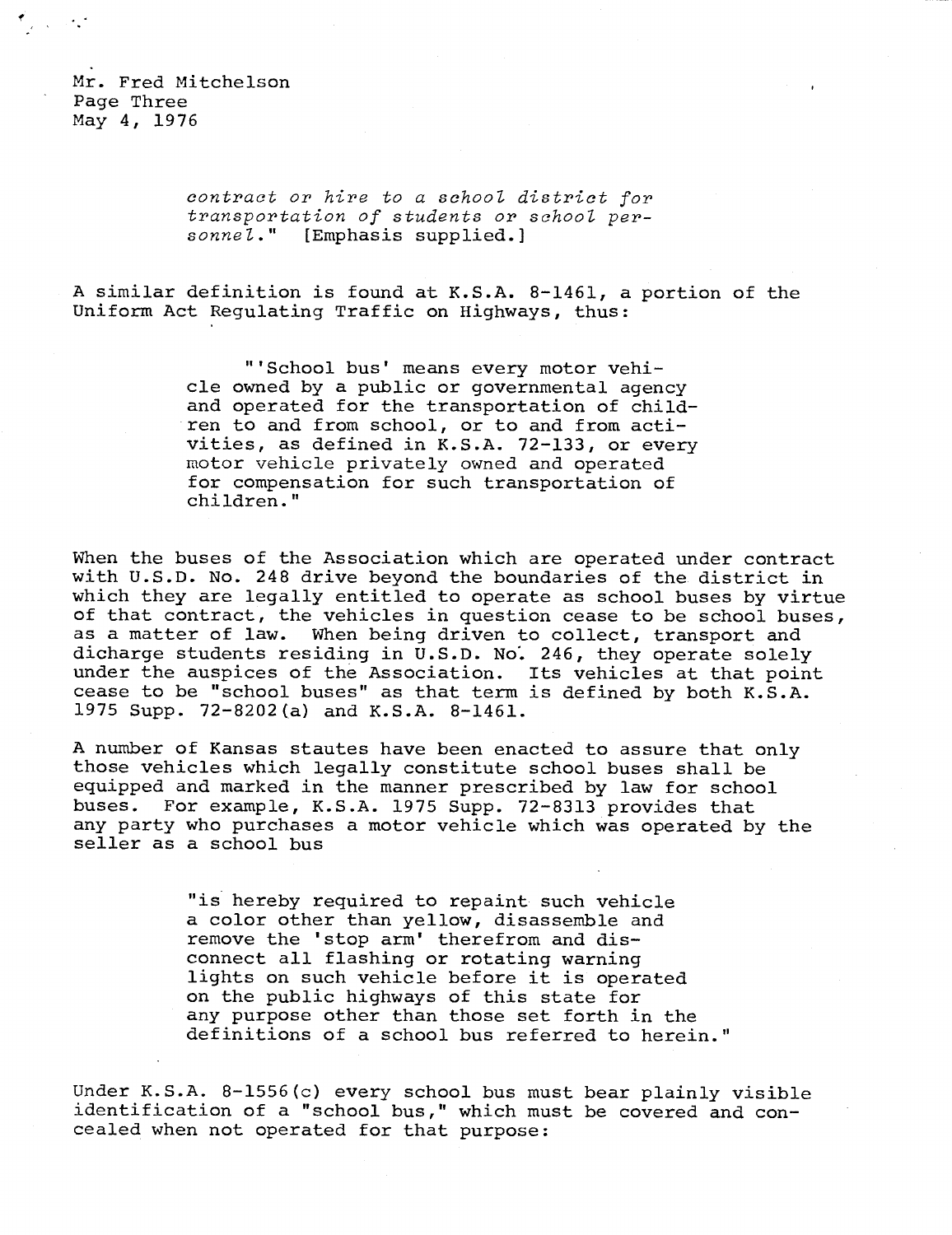Mr. Fred Mitchelson
Page Three
May 4, 1976

> *contract or hire to a school district for transportation of students or school personnel.*" [Emphasis supplied.]

A similar definition is found at K.S.A. 8-1461, a portion of the Uniform Act Regulating Traffic on Highways, thus:

> "'School bus' means every motor vehicle owned by a public or governmental agency and operated for the transportation of children to and from school, or to and from activities, as defined in K.S.A. 72-133, or every motor vehicle privately owned and operated for compensation for such transportation of children."

When the buses of the Association which are operated under contract with U.S.D. No. 248 drive beyond the boundaries of the district in which they are legally entitled to operate as school buses by virtue of that contract, the vehicles in question cease to be school buses, as a matter of law. When being driven to collect, transport and dicharge students residing in U.S.D. No. 246, they operate solely under the auspices of the Association. Its vehicles at that point cease to be "school buses" as that term is defined by both K.S.A. 1975 Supp. 72-8202(a) and K.S.A. 8-1461.

A number of Kansas stautes have been enacted to assure that only those vehicles which legally constitute school buses shall be equipped and marked in the manner prescribed by law for school buses. For example, K.S.A. 1975 Supp. 72-8313 provides that any party who purchases a motor vehicle which was operated by the seller as a school bus

> "is hereby required to repaint such vehicle a color other than yellow, disassemble and remove the 'stop arm' therefrom and disconnect all flashing or rotating warning lights on such vehicle before it is operated on the public highways of this state for any purpose other than those set forth in the definitions of a school bus referred to herein."

Under K.S.A. 8-1556(c) every school bus must bear plainly visible identification of a "school bus," which must be covered and concealed when not operated for that purpose: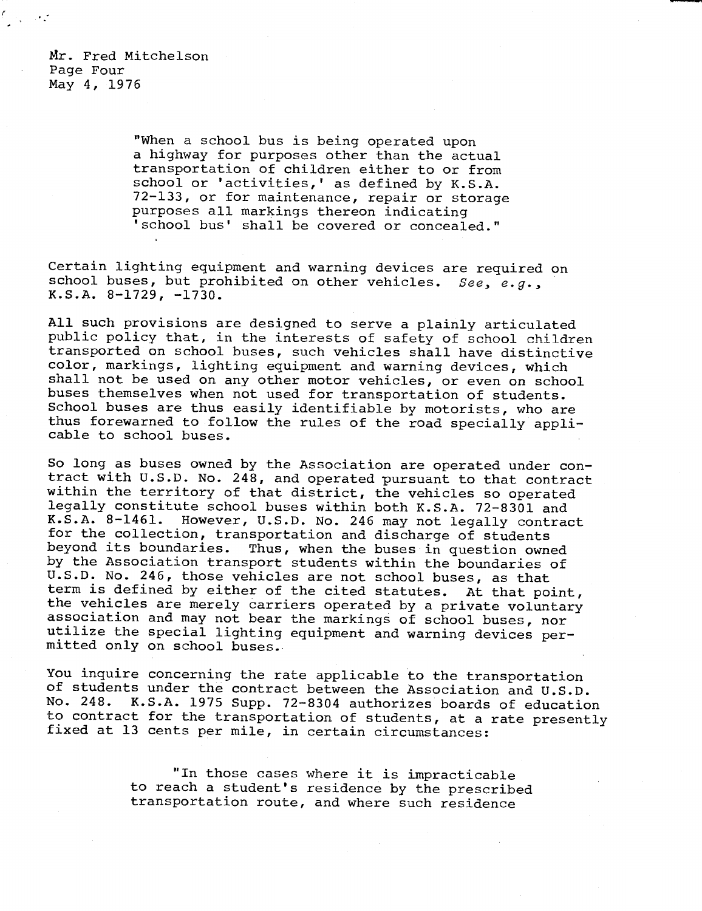"When a school bus is being operated upon a highway for purposes other than the actual transportation of children either to or from school or 'activities,' as defined by K.S.A. 72-133, or for maintenance, repair or storage purposes all markings thereon indicating 'school bus' shall be covered or concealed."

Certain lighting equipment and warning devices are required on school buses, but prohibited on other vehicles. *See, e.g.*, K.S.A. 8-1729, -1730.

All such provisions are designed to serve a plainly articulated public policy that, in the interests of safety of school children transported on school buses, such vehicles shall have distinctive color, markings, lighting equipment and warning devices, which shall not be used on any other motor vehicles, or even on school buses themselves when not used for transportation of students. School buses are thus easily identifiable by motorists, who are thus forewarned to follow the rules of the road specially applicable to school buses.

So long as buses owned by the Association are operated under contract with U.S.D. No. 248, and operated pursuant to that contract within the territory of that district, the vehicles so operated legally constitute school buses within both K.S.A. 72-8301 and K.S.A. 8-1461. However, U.S.D. No. 246 may not legally contract for the collection, transportation and discharge of students beyond its boundaries. Thus, when the buses in question owned by the Association transport students within the boundaries of U.S.D. No. 246, those vehicles are not school buses, as that term is defined by either of the cited statutes. At that point, the vehicles are merely carriers operated by a private voluntary association and may not bear the markings of school buses, nor utilize the special lighting equipment and warning devices permitted only on school buses.

You inquire concerning the rate applicable to the transportation of students under the contract between the Association and U.S.D. No. 248. K.S.A. 1975 Supp. 72-8304 authorizes boards of education to contract for the transportation of students, at a rate presently fixed at 13 cents per mile, in certain circumstances:

"In those cases where it is impracticable to reach a student's residence by the prescribed transportation route, and where such residence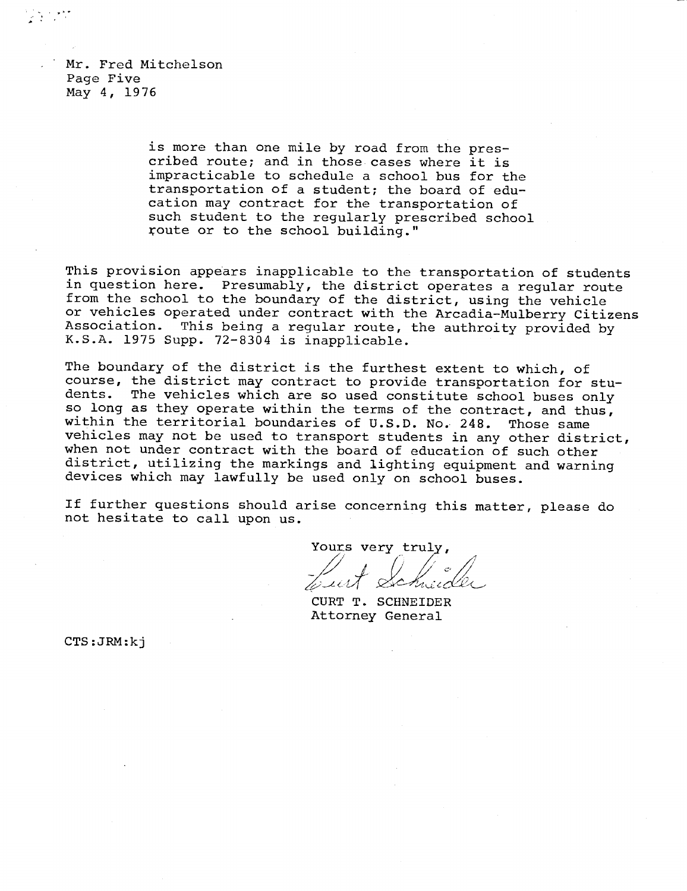Mr. Fred Mitchelson
Page Five
May 4, 1976

> is more than one mile by road from the prescribed route; and in those cases where it is impracticable to schedule a school bus for the transportation of a student; the board of education may contract for the transportation of such student to the regularly prescribed school route or to the school building."

This provision appears inapplicable to the transportation of students in question here. Presumably, the district operates a regular route from the school to the boundary of the district, using the vehicle or vehicles operated under contract with the Arcadia-Mulberry Citizens Association. This being a regular route, the authroity provided by K.S.A. 1975 Supp. 72-8304 is inapplicable.

The boundary of the district is the furthest extent to which, of course, the district may contract to provide transportation for students. The vehicles which are so used constitute school buses only so long as they operate within the terms of the contract, and thus, within the territorial boundaries of U.S.D. No. 248. Those same vehicles may not be used to transport students in any other district, when not under contract with the board of education of such other district, utilizing the markings and lighting equipment and warning devices which may lawfully be used only on school buses.

If further questions should arise concerning this matter, please do not hesitate to call upon us.

Yours very truly,

CURT T. SCHNEIDER
Attorney General

CTS:JRM:kj